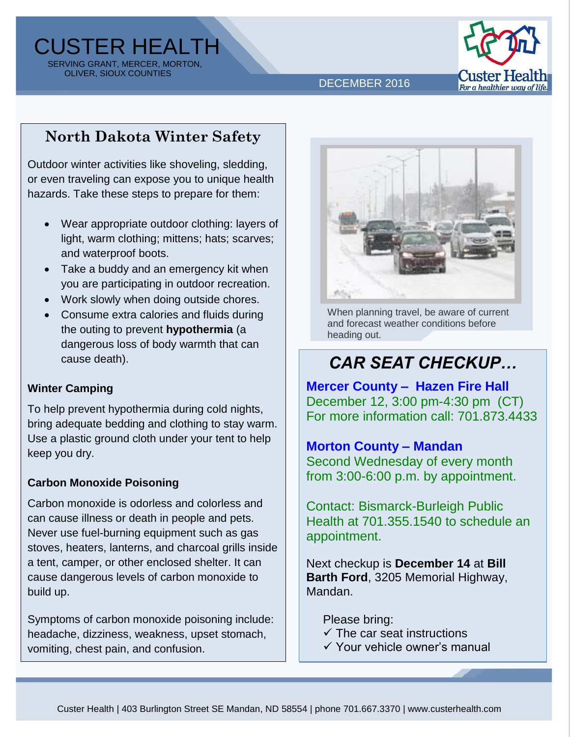# CUSTER HEALTH

SERVING GRANT, MERCER, MORTON, OLIVER, SIOUX COUNTIES

DECEMBER 2016

Custer Health *For a healthier way of life.*

## North Dakota Winter Safety

Outdoor winter activities like shoveling, sledding, or even traveling can expose you to unique health hazards. Take these steps to prepare for them:

- Wear appropriate outdoor clothing: layers of light, warm clothing; mittens; hats; scarves; and waterproof boots.
- Take a buddy and an emergency kit when you are participating in outdoor recreation.
- Work slowly when doing outside chores.
- Consume extra calories and fluids during the outing to prevent **hypothermia** (a dangerous loss of body warmth that can cause death).

### Winter Camping

To help prevent hypothermia during cold nights, bring adequate bedding and clothing to stay warm. Use a plastic ground cloth under your tent to help keep you dry.

### Carbon Monoxide Poisoning

Carbon monoxide is odorless and colorless and can cause illness or death in people and pets. Never use fuel-burning equipment such as gas stoves, heaters, lanterns, and charcoal grills inside a tent, camper, or other enclosed shelter. It can cause dangerous levels of carbon monoxide to build up.

Symptoms of carbon monoxide poisoning include: headache, dizziness, weakness, upset stomach, vomiting, chest pain, and confusion.

When planning travel, be aware of current and forecast weather conditions before heading out.

## *CAR SEAT CHECKUP…*

**Mercer County – Hazen Fire Hall**
December 12, 3:00 pm-4:30 pm (CT)
For more information call: 701.873.4433

**Morton County – Mandan**
Second Wednesday of every month from 3:00-6:00 p.m. by appointment.

Contact: Bismarck-Burleigh Public Health at 701.355.1540 to schedule an appointment.

Next checkup is **December 14** at **Bill Barth Ford**, 3205 Memorial Highway, Mandan.

Please bring:
- ✓ The car seat instructions
- ✓ Your vehicle owner's manual

Custer Health | 403 Burlington Street SE Mandan, ND 58554 | phone 701.667.3370 | www.custerhealth.com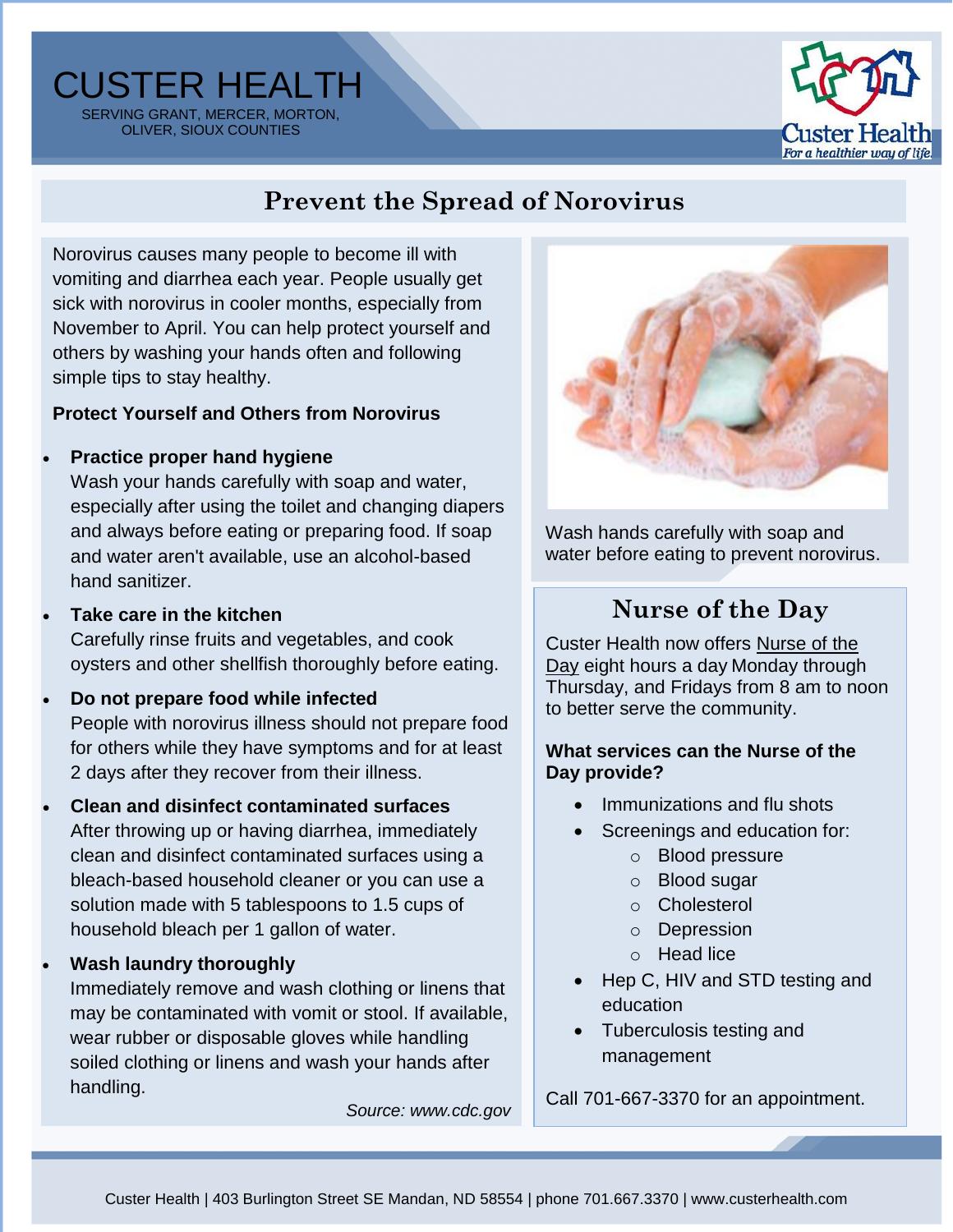# CUSTER HEALTH

SERVING GRANT, MERCER, MORTON, OLIVER, SIOUX COUNTIES

Custer Health
*For a healthier way of life.*

## Prevent the Spread of Norovirus

Norovirus causes many people to become ill with vomiting and diarrhea each year. People usually get sick with norovirus in cooler months, especially from November to April. You can help protect yourself and others by washing your hands often and following simple tips to stay healthy.

**Protect Yourself and Others from Norovirus**

- **Practice proper hand hygiene**
  Wash your hands carefully with soap and water, especially after using the toilet and changing diapers and always before eating or preparing food. If soap and water aren't available, use an alcohol-based hand sanitizer.
- **Take care in the kitchen**
  Carefully rinse fruits and vegetables, and cook oysters and other shellfish thoroughly before eating.
- **Do not prepare food while infected**
  People with norovirus illness should not prepare food for others while they have symptoms and for at least 2 days after they recover from their illness.
- **Clean and disinfect contaminated surfaces**
  After throwing up or having diarrhea, immediately clean and disinfect contaminated surfaces using a bleach-based household cleaner or you can use a solution made with 5 tablespoons to 1.5 cups of household bleach per 1 gallon of water.
- **Wash laundry thoroughly**
  Immediately remove and wash clothing or linens that may be contaminated with vomit or stool. If available, wear rubber or disposable gloves while handling soiled clothing or linens and wash your hands after handling.

*Source: www.cdc.gov*

Wash hands carefully with soap and water before eating to prevent norovirus.

## Nurse of the Day

Custer Health now offers Nurse of the Day eight hours a day Monday through Thursday, and Fridays from 8 am to noon to better serve the community.

**What services can the Nurse of the Day provide?**

- Immunizations and flu shots
- Screenings and education for:
  - Blood pressure
  - Blood sugar
  - Cholesterol
  - Depression
  - Head lice
- Hep C, HIV and STD testing and education
- Tuberculosis testing and management

Call 701-667-3370 for an appointment.

Custer Health | 403 Burlington Street SE Mandan, ND 58554 | phone 701.667.3370 | www.custerhealth.com